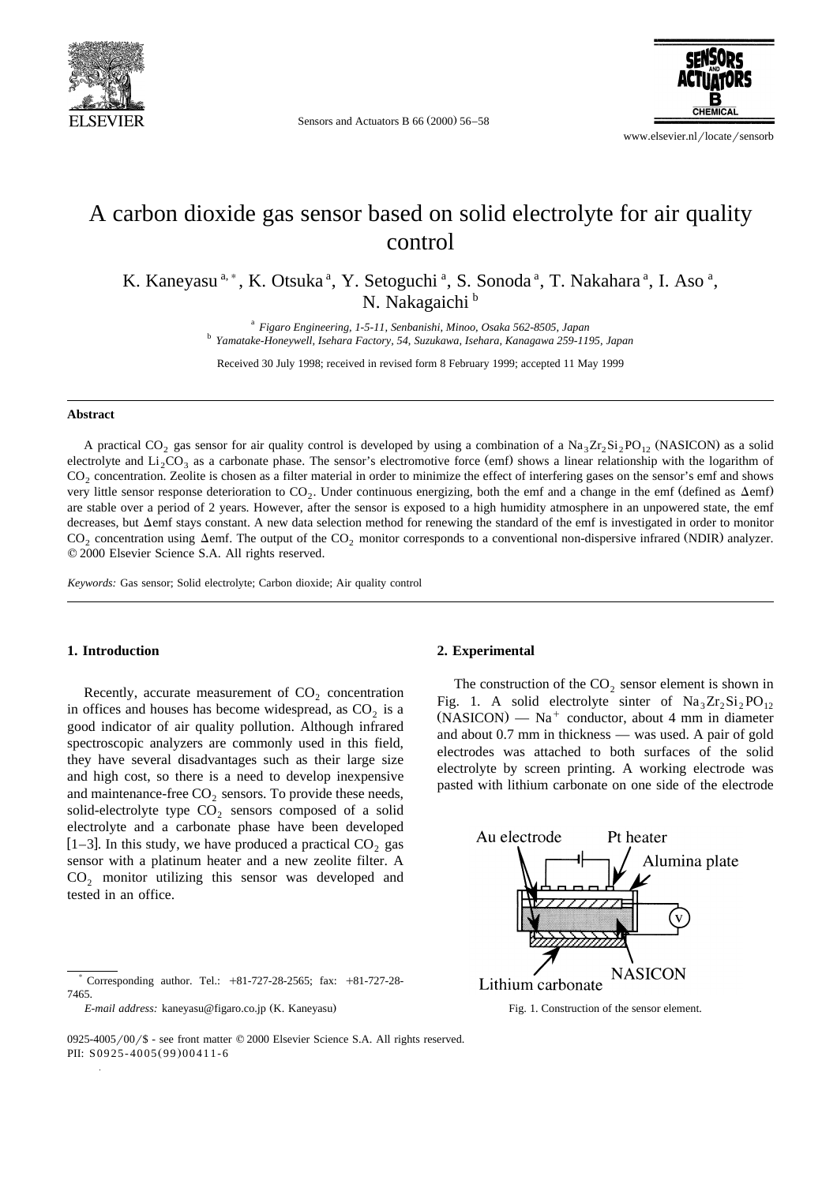# A carbon dioxide gas sensor based on solid electrolyte for air quality control

K. Kaneyasu [a,*], K. Otsuka [a], Y. Setoguchi [a], S. Sonoda [a], T. Nakahara [a], I. Aso [a], N. Nakagaichi [b]

[a] *Figaro Engineering, 1-5-11, Senbanishi, Minoo, Osaka 562-8505, Japan*
[b] *Yamatake-Honeywell, Isehara Factory, 54, Suzukawa, Isehara, Kanagawa 259-1195, Japan*

Received 30 July 1998; received in revised form 8 February 1999; accepted 11 May 1999

## Abstract

A practical $CO_2$ gas sensor for air quality control is developed by using a combination of a $Na_3Zr_2Si_2PO_{12}$ (NASICON) as a solid electrolyte and $Li_2CO_3$ as a carbonate phase. The sensor's electromotive force (emf) shows a linear relationship with the logarithm of $CO_2$ concentration. Zeolite is chosen as a filter material in order to minimize the effect of interfering gases on the sensor's emf and shows very little sensor response deterioration to $CO_2$. Under continuous energizing, both the emf and a change in the emf (defined as $\Delta$emf) are stable over a period of 2 years. However, after the sensor is exposed to a high humidity atmosphere in an unpowered state, the emf decreases, but $\Delta$emf stays constant. A new data selection method for renewing the standard of the emf is investigated in order to monitor $CO_2$ concentration using $\Delta$emf. The output of the $CO_2$ monitor corresponds to a conventional non-dispersive infrared (NDIR) analyzer. © 2000 Elsevier Science S.A. All rights reserved.

*Keywords:* Gas sensor; Solid electrolyte; Carbon dioxide; Air quality control

## 1. Introduction

Recently, accurate measurement of $CO_2$ concentration in offices and houses has become widespread, as $CO_2$ is a good indicator of air quality pollution. Although infrared spectroscopic analyzers are commonly used in this field, they have several disadvantages such as their large size and high cost, so there is a need to develop inexpensive and maintenance-free $CO_2$ sensors. To provide these needs, solid-electrolyte type $CO_2$ sensors composed of a solid electrolyte and a carbonate phase have been developed [1–3]. In this study, we have produced a practical $CO_2$ gas sensor with a platinum heater and a new zeolite filter. A $CO_2$ monitor utilizing this sensor was developed and tested in an office.

## 2. Experimental

The construction of the $CO_2$ sensor element is shown in Fig. 1. A solid electrolyte sinter of $Na_3Zr_2Si_2PO_{12}$ (NASICON) — $Na^+$ conductor, about 4 mm in diameter and about 0.7 mm in thickness — was used. A pair of gold electrodes was attached to both surfaces of the solid electrolyte by screen printing. A working electrode was pasted with lithium carbonate on one side of the electrode

Fig. 1. Construction of the sensor element.

[*] Corresponding author. Tel.: +81-727-28-2565; fax: +81-727-28-7465.

*E-mail address:* kaneyasu@figaro.co.jp (K. Kaneyasu)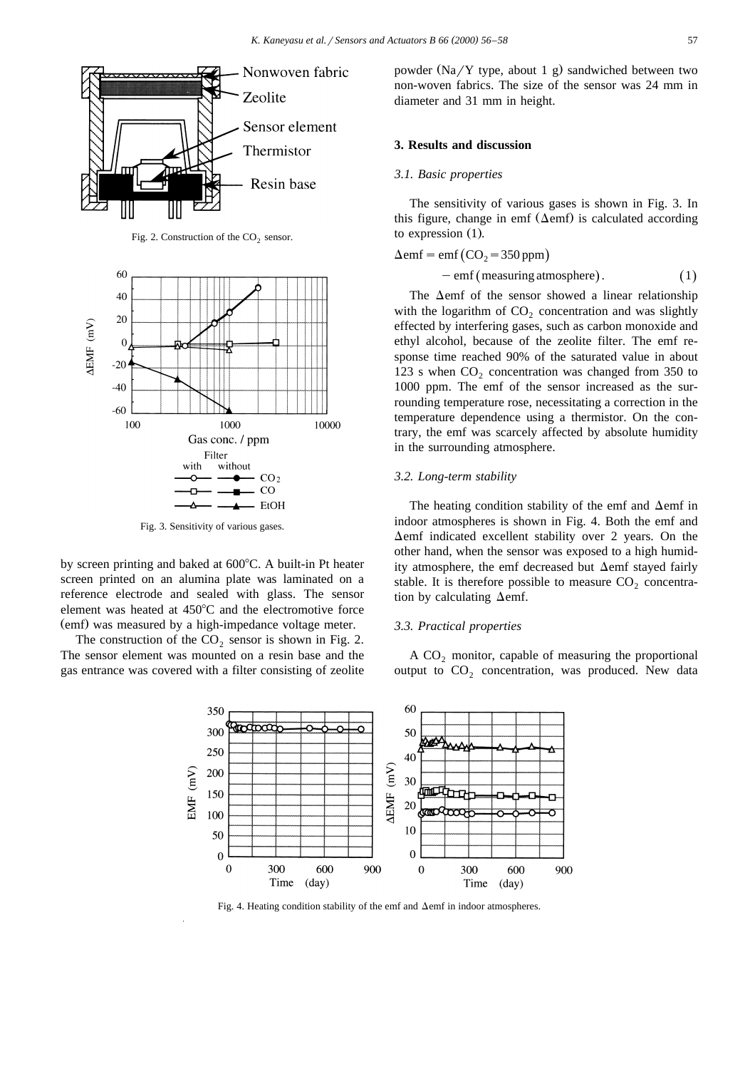Fig. 2. Construction of the $CO_2$ sensor.

Fig. 3. Sensitivity of various gases.

by screen printing and baked at 600°C. A built-in Pt heater screen printed on an alumina plate was laminated on a reference electrode and sealed with glass. The sensor element was heated at 450°C and the electromotive force (emf) was measured by a high-impedance voltage meter.

The construction of the $CO_2$ sensor is shown in Fig. 2. The sensor element was mounted on a resin base and the gas entrance was covered with a filter consisting of zeolite powder (Na/Y type, about 1 g) sandwiched between two non-woven fabrics. The size of the sensor was 24 mm in diameter and 31 mm in height.

## 3. Results and discussion

### 3.1. Basic properties

The sensitivity of various gases is shown in Fig. 3. In this figure, change in emf (Δemf) is calculated according to expression (1).

$$\Delta \text{emf} = \text{emf}\,(CO_2 = 350\,\text{ppm}) - \text{emf}\,(\text{measuring atmosphere}). \quad (1)$$

The Δemf of the sensor showed a linear relationship with the logarithm of $CO_2$ concentration and was slightly effected by interfering gases, such as carbon monoxide and ethyl alcohol, because of the zeolite filter. The emf response time reached 90% of the saturated value in about 123 s when $CO_2$ concentration was changed from 350 to 1000 ppm. The emf of the sensor increased as the surrounding temperature rose, necessitating a correction in the temperature dependence using a thermistor. On the contrary, the emf was scarcely affected by absolute humidity in the surrounding atmosphere.

### 3.2. Long-term stability

The heating condition stability of the emf and Δemf in indoor atmospheres is shown in Fig. 4. Both the emf and Δemf indicated excellent stability over 2 years. On the other hand, when the sensor was exposed to a high humidity atmosphere, the emf decreased but Δemf stayed fairly stable. It is therefore possible to measure $CO_2$ concentration by calculating Δemf.

### 3.3. Practical properties

A $CO_2$ monitor, capable of measuring the proportional output to $CO_2$ concentration, was produced. New data

Fig. 4. Heating condition stability of the emf and Δemf in indoor atmospheres.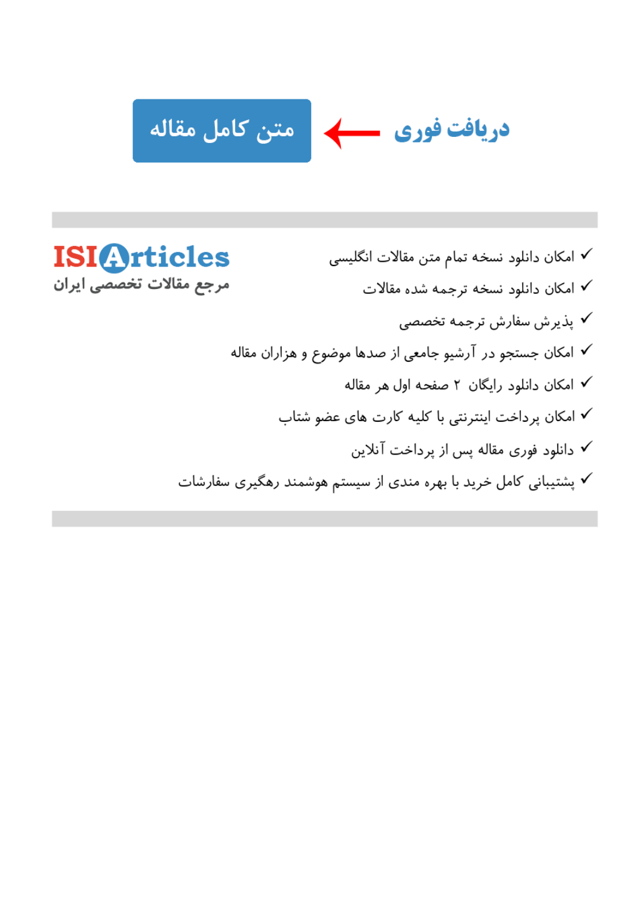دریافت فوری ← متن کامل مقاله

**ISIArticles**

مرجع مقالات تخصصی ایران

- ✓ امکان دانلود نسخه تمام متن مقالات انگلیسی
- ✓ امکان دانلود نسخه ترجمه شده مقالات
- ✓ پذیرش سفارش ترجمه تخصصی
- ✓ امکان جستجو در آرشیو جامعی از صدها موضوع و هزاران مقاله
- ✓ امکان دانلود رایگان ۲ صفحه اول هر مقاله
- ✓ امکان پرداخت اینترنتی با کلیه کارت های عضو شتاب
- ✓ دانلود فوری مقاله پس از پرداخت آنلاین
- ✓ پشتیبانی کامل خرید با بهره مندی از سیستم هوشمند رهگیری سفارشات